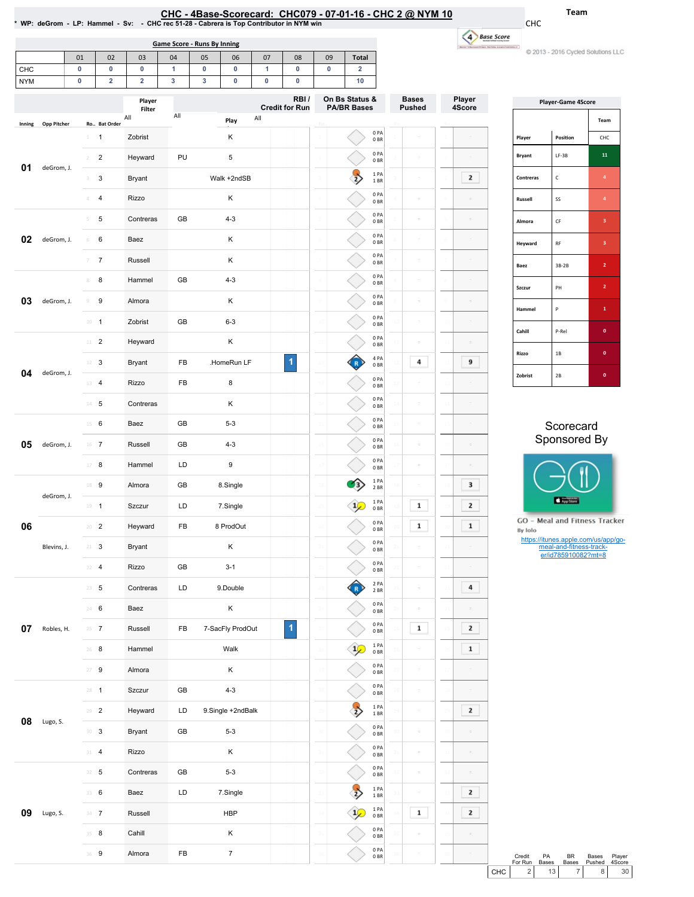# CHC - 4Base-Scorecard: CHC079 - 07-01-16 - CHC 2 @ NYM 10

\* WP: deGrom - LP: Hammel - Sv: - CHC rec 51-28 - Cabrera is Top Contributor in NYM win

Team: CHC

© 2013 - 2016 Cycled Solutions LLC

**Game Score - Runs By Inning**

| | 01 | 02 | 03 | 04 | 05 | 06 | 07 | 08 | 09 | Total |
|---|---|---|---|---|---|---|---|---|---|---|
| CHC | 0 | 0 | 0 | 1 | 0 | 0 | 1 | 0 | 0 | 2 |
| NYM | 0 | 2 | 2 | 3 | 3 | 0 | 0 | 0 | 0 | 10 |

| Inning | Opp Pitcher | Ro.. | Bat Order | Player | | Play | RBI / Credit for Run | On Bs Status & PA/BR Bases | Bases Pushed | Player 4Score |
|---|---|---|---|---|---|---|---|---|---|---|
| 01 | deGrom, J. | 1 | 1 | Zobrist | | K | | 0 PA 0 BR | | |
| | | 2 | 2 | Heyward | PU | 5 | | 0 PA 0 BR | | |
| | | 3 | 3 | Bryant | | Walk +2ndSB | | 1 PA 1 BR | | 2 |
| | | 4 | 4 | Rizzo | | K | | 0 PA 0 BR | | |
| 02 | deGrom, J. | 5 | 5 | Contreras | GB | 4-3 | | 0 PA 0 BR | | |
| | | 6 | 6 | Baez | | K | | 0 PA 0 BR | | |
| | | 7 | 7 | Russell | | K | | 0 PA 0 BR | | |
| 03 | deGrom, J. | 8 | 8 | Hammel | GB | 4-3 | | 0 PA 0 BR | | |
| | | 9 | 9 | Almora | | K | | 0 PA 0 BR | | |
| | | 10 | 1 | Zobrist | GB | 6-3 | | 0 PA 0 BR | | |
| 04 | deGrom, J. | 11 | 2 | Heyward | | K | | 0 PA 0 BR | | |
| | | 12 | 3 | Bryant | FB | .HomeRun LF | 1 | 4 PA 0 BR | 4 | 9 |
| | | 13 | 4 | Rizzo | FB | 8 | | 0 PA 0 BR | | |
| | | 14 | 5 | Contreras | | K | | 0 PA 0 BR | | |
| 05 | deGrom, J. | 15 | 6 | Baez | GB | 5-3 | | 0 PA 0 BR | | |
| | | 16 | 7 | Russell | GB | 4-3 | | 0 PA 0 BR | | |
| | | 17 | 8 | Hammel | LD | 9 | | 0 PA 0 BR | | |
| 06 | deGrom, J. | 18 | 9 | Almora | GB | 8.Single | | 1 PA 2 BR | | 3 |
| | | 19 | 1 | Szczur | LD | 7.Single | | 1 PA 0 BR | 1 | 2 |
| | Blevins, J. | 20 | 2 | Heyward | FB | 8 ProdOut | | 0 PA 0 BR | 1 | 1 |
| | | 21 | 3 | Bryant | | K | | 0 PA 0 BR | | |
| | | 22 | 4 | Rizzo | GB | 3-1 | | 0 PA 0 BR | | |
| 07 | Robles, H. | 23 | 5 | Contreras | LD | 9.Double | | 2 PA 2 BR | | 4 |
| | | 24 | 6 | Baez | | K | | 0 PA 0 BR | | |
| | | 25 | 7 | Russell | FB | 7-SacFly ProdOut | 1 | 0 PA 0 BR | 1 | 2 |
| | | 26 | 8 | Hammel | | Walk | | 1 PA 0 BR | | 1 |
| | | 27 | 9 | Almora | | K | | 0 PA 0 BR | | |
| 08 | Lugo, S. | 28 | 1 | Szczur | GB | 4-3 | | 0 PA 0 BR | | |
| | | 29 | 2 | Heyward | LD | 9.Single +2ndBalk | | 1 PA 1 BR | | 2 |
| | | 30 | 3 | Bryant | GB | 5-3 | | 0 PA 0 BR | | |
| | | 31 | 4 | Rizzo | | K | | 0 PA 0 BR | | |
| 09 | Lugo, S. | 32 | 5 | Contreras | GB | 5-3 | | 0 PA 0 BR | | |
| | | 33 | 6 | Baez | LD | 7.Single | | 1 PA 1 BR | | 2 |
| | | 34 | 7 | Russell | | HBP | | 1 PA 0 BR | 1 | 2 |
| | | 35 | 8 | Cahill | | K | | 0 PA 0 BR | | |
| | | 36 | 9 | Almora | FB | 7 | | 0 PA 0 BR | | |

**Player-Game 4Score**

| Player | Position | CHC |
|---|---|---|
| Bryant | LF-3B | 11 |
| Contreras | C | 4 |
| Russell | SS | 4 |
| Almora | CF | 3 |
| Heyward | RF | 3 |
| Baez | 3B-2B | 2 |
| Szczur | PH | 2 |
| Hammel | P | 1 |
| Cahill | P-Rel | 0 |
| Rizzo | 1B | 0 |
| Zobrist | 2B | 0 |

Scorecard Sponsored By

GO - Meal and Fitness Tracker
By Iolo
https://itunes.apple.com/us/app/go-meal-and-fitness-track-er/id785910082?mt=8

| | Credit For Run | PA Bases | BR Bases | Bases Pushed | Player 4Score |
|---|---|---|---|---|---|
| CHC | 2 | 13 | 7 | 8 | 30 |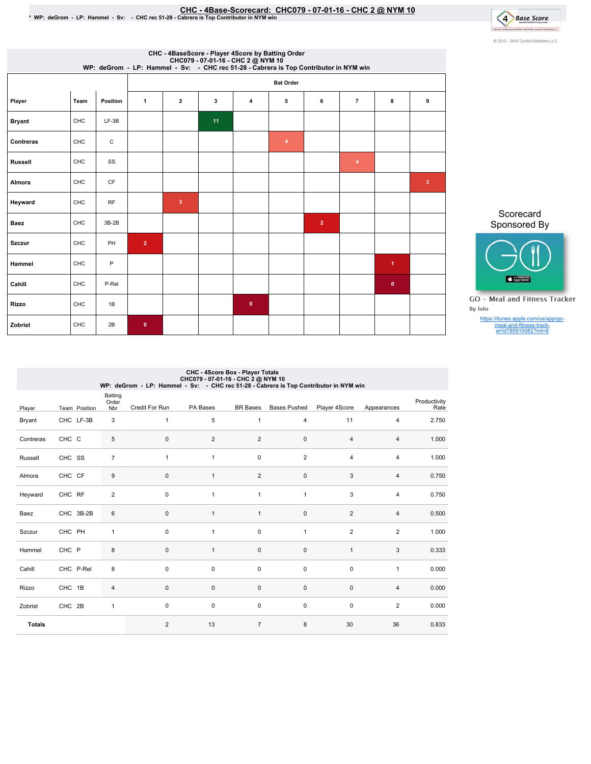# CHC - 4Base-Scorecard: CHC079 - 07-01-16 - CHC 2 @ NYM 10

* WP: deGrom - LP: Hammel - Sv: - CHC rec 51-28 - Cabrera is Top Contributor in NYM win

© 2013 - 2016 Cycled Solutions LLC

## CHC - 4BaseScore - Player 4Score by Batting Order

CHC079 - 07-01-16 - CHC 2 @ NYM 10

WP: deGrom - LP: Hammel - Sv: - CHC rec 51-28 - Cabrera is Top Contributor in NYM win

| Player | Team | Position | Bat Order 1 | 2 | 3 | 4 | 5 | 6 | 7 | 8 | 9 |
|---|---|---|---|---|---|---|---|---|---|---|---|
| Bryant | CHC | LF-3B | | | 11 | | | | | | |
| Contreras | CHC | C | | | | | 4 | | | | |
| Russell | CHC | SS | | | | | | | 4 | | |
| Almora | CHC | CF | | | | | | | | | 3 |
| Heyward | CHC | RF | | 3 | | | | | | | |
| Baez | CHC | 3B-2B | | | | | | 2 | | | |
| Szczur | CHC | PH | 2 | | | | | | | | |
| Hammel | CHC | P | | | | | | | | 1 | |
| Cahill | CHC | P-Rel | | | | | | | | 0 | |
| Rizzo | CHC | 1B | | | | 0 | | | | | |
| Zobrist | CHC | 2B | 0 | | | | | | | | |

Scorecard Sponsored By

GO - Meal and Fitness Tracker

By Iolo

https://itunes.apple.com/us/app/go-meal-and-fitness-track-er/id785910082?mt=8

## CHC - 4Score Box - Player Totals

CHC079 - 07-01-16 - CHC 2 @ NYM 10

WP: deGrom - LP: Hammel - Sv: - CHC rec 51-28 - Cabrera is Top Contributor in NYM win

| Player | Team | Position | Batting Order Nbr | Credit For Run | PA Bases | BR Bases | Bases Pushed | Player 4Score | Appearances | Productivity Rate |
|---|---|---|---|---|---|---|---|---|---|---|
| Bryant | CHC | LF-3B | 3 | 1 | 5 | 1 | 4 | 11 | 4 | 2.750 |
| Contreras | CHC | C | 5 | 0 | 2 | 2 | 0 | 4 | 4 | 1.000 |
| Russell | CHC | SS | 7 | 1 | 1 | 0 | 2 | 4 | 4 | 1.000 |
| Almora | CHC | CF | 9 | 0 | 1 | 2 | 0 | 3 | 4 | 0.750 |
| Heyward | CHC | RF | 2 | 0 | 1 | 1 | 1 | 3 | 4 | 0.750 |
| Baez | CHC | 3B-2B | 6 | 0 | 1 | 1 | 0 | 2 | 4 | 0.500 |
| Szczur | CHC | PH | 1 | 0 | 1 | 0 | 1 | 2 | 2 | 1.000 |
| Hammel | CHC | P | 8 | 0 | 1 | 0 | 0 | 1 | 3 | 0.333 |
| Cahill | CHC | P-Rel | 8 | 0 | 0 | 0 | 0 | 0 | 1 | 0.000 |
| Rizzo | CHC | 1B | 4 | 0 | 0 | 0 | 0 | 0 | 4 | 0.000 |
| Zobrist | CHC | 2B | 1 | 0 | 0 | 0 | 0 | 0 | 2 | 0.000 |
| **Totals** | | | | 2 | 13 | 7 | 8 | 30 | 36 | 0.833 |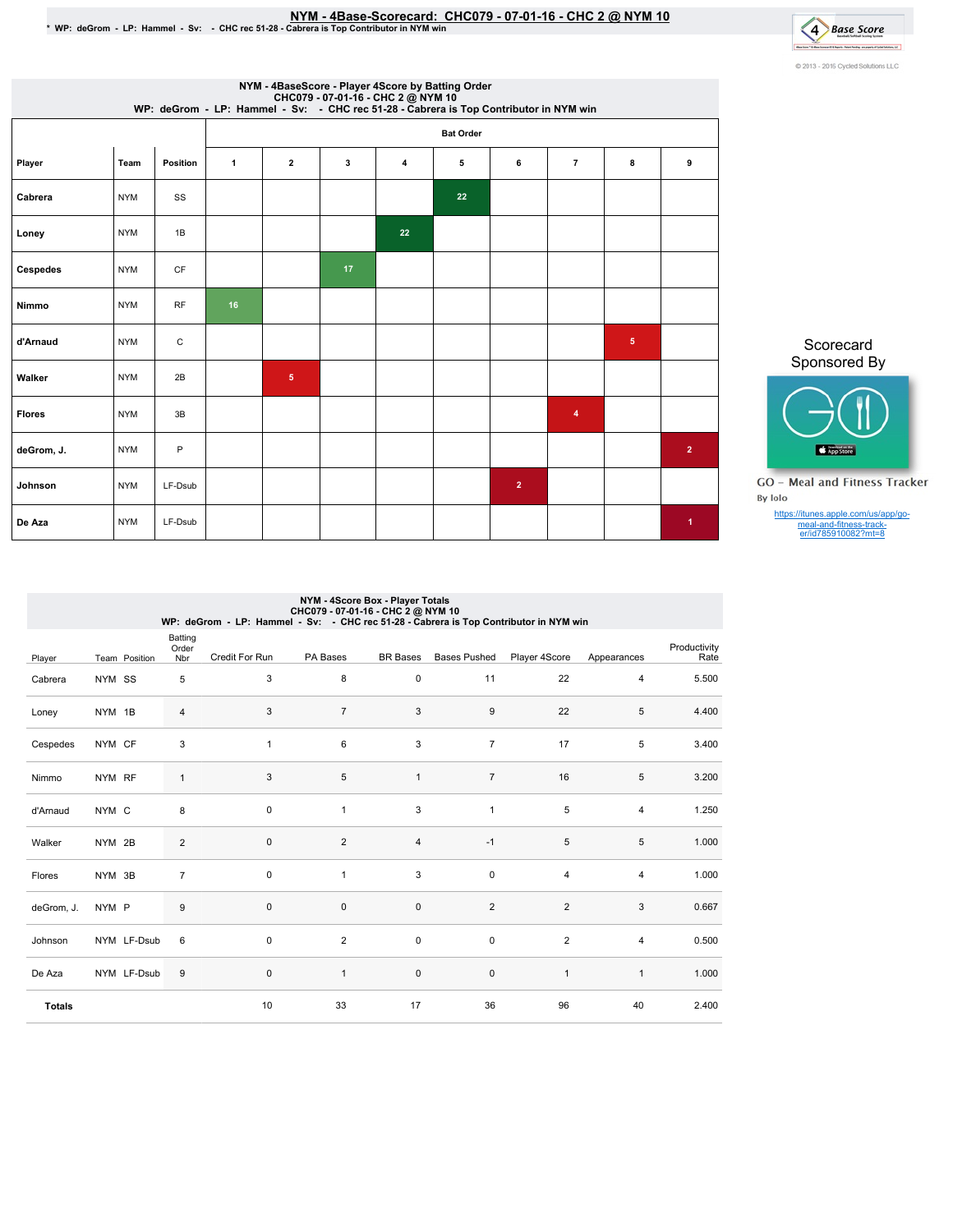# NYM - 4Base-Scorecard: CHC079 - 07-01-16 - CHC 2 @ NYM 10

* WP: deGrom - LP: Hammel - Sv: - CHC rec 51-28 - Cabrera is Top Contributor in NYM win

© 2013 - 2016 Cycled Solutions LLC

## NYM - 4BaseScore - Player 4Score by Batting Order

CHC079 - 07-01-16 - CHC 2 @ NYM 10
WP: deGrom - LP: Hammel - Sv: - CHC rec 51-28 - Cabrera is Top Contributor in NYM win

| Player | Team | Position | Bat Order 1 | 2 | 3 | 4 | 5 | 6 | 7 | 8 | 9 |
|---|---|---|---|---|---|---|---|---|---|---|---|
| Cabrera | NYM | SS | | | | | 22 | | | | |
| Loney | NYM | 1B | | | | 22 | | | | | |
| Cespedes | NYM | CF | | | 17 | | | | | | |
| Nimmo | NYM | RF | 16 | | | | | | | | |
| d'Arnaud | NYM | C | | | | | | | | 5 | |
| Walker | NYM | 2B | | 5 | | | | | | | |
| Flores | NYM | 3B | | | | | | | 4 | | |
| deGrom, J. | NYM | P | | | | | | | | | 2 |
| Johnson | NYM | LF-Dsub | | | | | | 2 | | | |
| De Aza | NYM | LF-Dsub | | | | | | | | | 1 |

Scorecard Sponsored By

GO - Meal and Fitness Tracker
By Iolo
https://itunes.apple.com/us/app/go-meal-and-fitness-track-er/id785910082?mt=8

## NYM - 4Score Box - Player Totals

CHC079 - 07-01-16 - CHC 2 @ NYM 10
WP: deGrom - LP: Hammel - Sv: - CHC rec 51-28 - Cabrera is Top Contributor in NYM win

| Player | Team | Position | Batting Order Nbr | Credit For Run | PA Bases | BR Bases | Bases Pushed | Player 4Score | Appearances | Productivity Rate |
|---|---|---|---|---|---|---|---|---|---|---|
| Cabrera | NYM | SS | 5 | 3 | 8 | 0 | 11 | 22 | 4 | 5.500 |
| Loney | NYM | 1B | 4 | 3 | 7 | 3 | 9 | 22 | 5 | 4.400 |
| Cespedes | NYM | CF | 3 | 1 | 6 | 3 | 7 | 17 | 5 | 3.400 |
| Nimmo | NYM | RF | 1 | 3 | 5 | 1 | 7 | 16 | 5 | 3.200 |
| d'Arnaud | NYM | C | 8 | 0 | 1 | 3 | 1 | 5 | 4 | 1.250 |
| Walker | NYM | 2B | 2 | 0 | 2 | 4 | -1 | 5 | 5 | 1.000 |
| Flores | NYM | 3B | 7 | 0 | 1 | 3 | 0 | 4 | 4 | 1.000 |
| deGrom, J. | NYM | P | 9 | 0 | 0 | 0 | 2 | 2 | 3 | 0.667 |
| Johnson | NYM | LF-Dsub | 6 | 0 | 2 | 0 | 0 | 2 | 4 | 0.500 |
| De Aza | NYM | LF-Dsub | 9 | 0 | 1 | 0 | 0 | 1 | 1 | 1.000 |
| **Totals** | | | | 10 | 33 | 17 | 36 | 96 | 40 | 2.400 |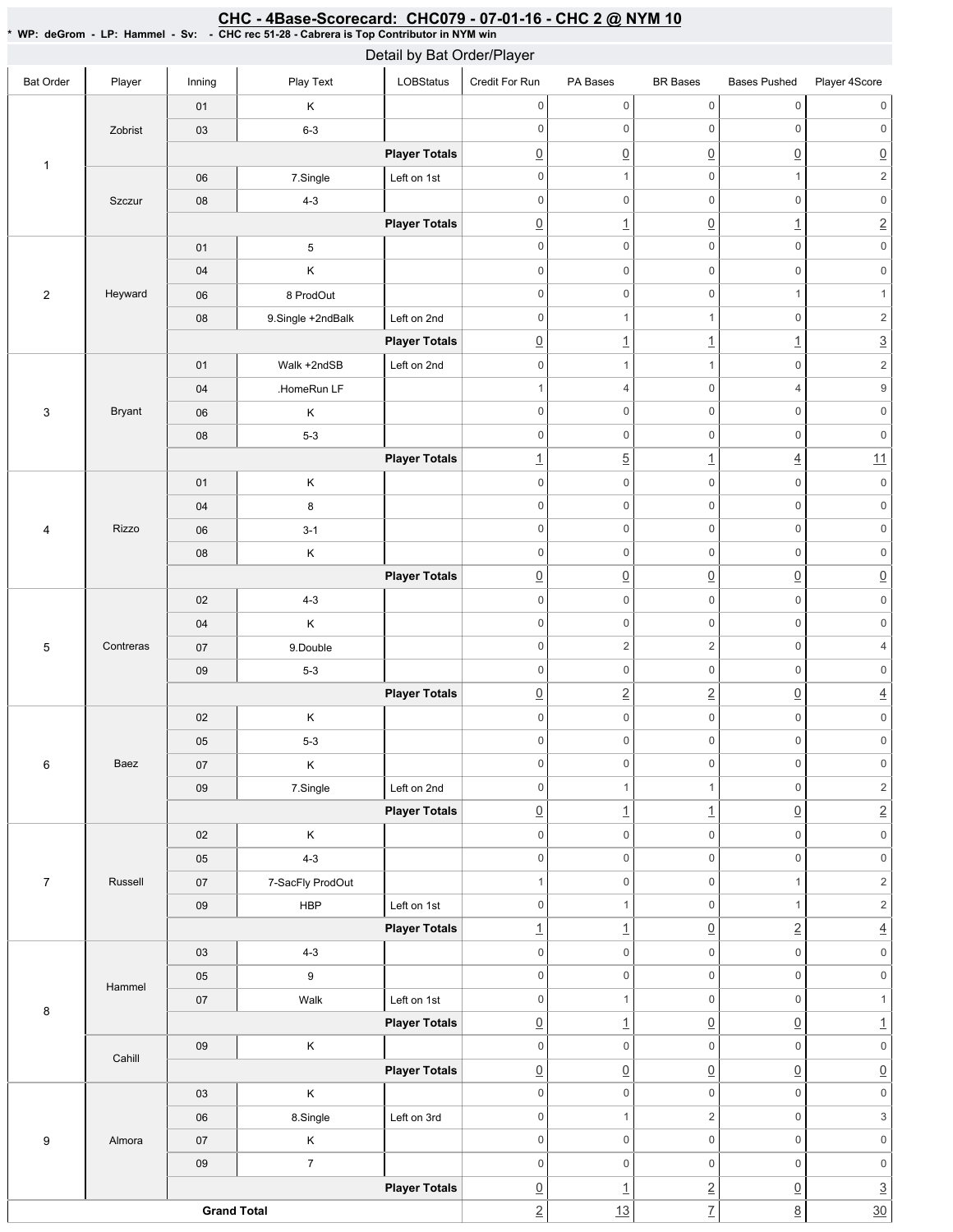# CHC - 4Base-Scorecard: CHC079 - 07-01-16 - CHC 2 @ NYM 10

* WP: deGrom - LP: Hammel - Sv: - CHC rec 51-28 - Cabrera is Top Contributor in NYM win

## Detail by Bat Order/Player

| Bat Order | Player | Inning | Play Text | LOBStatus | Credit For Run | PA Bases | BR Bases | Bases Pushed | Player 4Score |
|---|---|---|---|---|---|---|---|---|---|
| 1 | Zobrist | 01 | K | | 0 | 0 | 0 | 0 | 0 |
| | | 03 | 6-3 | | 0 | 0 | 0 | 0 | 0 |
| | | | | **Player Totals** | 0 | 0 | 0 | 0 | 0 |
| | Szczur | 06 | 7.Single | Left on 1st | 0 | 1 | 0 | 1 | 2 |
| | | 08 | 4-3 | | 0 | 0 | 0 | 0 | 0 |
| | | | | **Player Totals** | 0 | 1 | 0 | 1 | 2 |
| 2 | Heyward | 01 | 5 | | 0 | 0 | 0 | 0 | 0 |
| | | 04 | K | | 0 | 0 | 0 | 0 | 0 |
| | | 06 | 8 ProdOut | | 0 | 0 | 0 | 1 | 1 |
| | | 08 | 9.Single +2ndBalk | Left on 2nd | 0 | 1 | 1 | 0 | 2 |
| | | | | **Player Totals** | 0 | 1 | 1 | 1 | 3 |
| 3 | Bryant | 01 | Walk +2ndSB | Left on 2nd | 0 | 1 | 1 | 0 | 2 |
| | | 04 | .HomeRun LF | | 1 | 4 | 0 | 4 | 9 |
| | | 06 | K | | 0 | 0 | 0 | 0 | 0 |
| | | 08 | 5-3 | | 0 | 0 | 0 | 0 | 0 |
| | | | | **Player Totals** | 1 | 5 | 1 | 4 | 11 |
| 4 | Rizzo | 01 | K | | 0 | 0 | 0 | 0 | 0 |
| | | 04 | 8 | | 0 | 0 | 0 | 0 | 0 |
| | | 06 | 3-1 | | 0 | 0 | 0 | 0 | 0 |
| | | 08 | K | | 0 | 0 | 0 | 0 | 0 |
| | | | | **Player Totals** | 0 | 0 | 0 | 0 | 0 |
| 5 | Contreras | 02 | 4-3 | | 0 | 0 | 0 | 0 | 0 |
| | | 04 | K | | 0 | 0 | 0 | 0 | 0 |
| | | 07 | 9.Double | | 0 | 2 | 2 | 0 | 4 |
| | | 09 | 5-3 | | 0 | 0 | 0 | 0 | 0 |
| | | | | **Player Totals** | 0 | 2 | 2 | 0 | 4 |
| 6 | Baez | 02 | K | | 0 | 0 | 0 | 0 | 0 |
| | | 05 | 5-3 | | 0 | 0 | 0 | 0 | 0 |
| | | 07 | K | | 0 | 0 | 0 | 0 | 0 |
| | | 09 | 7.Single | Left on 2nd | 0 | 1 | 1 | 0 | 2 |
| | | | | **Player Totals** | 0 | 1 | 1 | 0 | 2 |
| 7 | Russell | 02 | K | | 0 | 0 | 0 | 0 | 0 |
| | | 05 | 4-3 | | 0 | 0 | 0 | 0 | 0 |
| | | 07 | 7-SacFly ProdOut | | 1 | 0 | 0 | 1 | 2 |
| | | 09 | HBP | Left on 1st | 0 | 1 | 0 | 1 | 2 |
| | | | | **Player Totals** | 1 | 1 | 0 | 2 | 4 |
| 8 | Hammel | 03 | 4-3 | | 0 | 0 | 0 | 0 | 0 |
| | | 05 | 9 | | 0 | 0 | 0 | 0 | 0 |
| | | 07 | Walk | Left on 1st | 0 | 1 | 0 | 0 | 1 |
| | | | | **Player Totals** | 0 | 1 | 0 | 0 | 1 |
| | Cahill | 09 | K | | 0 | 0 | 0 | 0 | 0 |
| | | | | **Player Totals** | 0 | 0 | 0 | 0 | 0 |
| 9 | Almora | 03 | K | | 0 | 0 | 0 | 0 | 0 |
| | | 06 | 8.Single | Left on 3rd | 0 | 1 | 2 | 0 | 3 |
| | | 07 | K | | 0 | 0 | 0 | 0 | 0 |
| | | 09 | 7 | | 0 | 0 | 0 | 0 | 0 |
| | | | | **Player Totals** | 0 | 1 | 2 | 0 | 3 |
| **Grand Total** | | | | | 2 | 13 | 7 | 8 | 30 |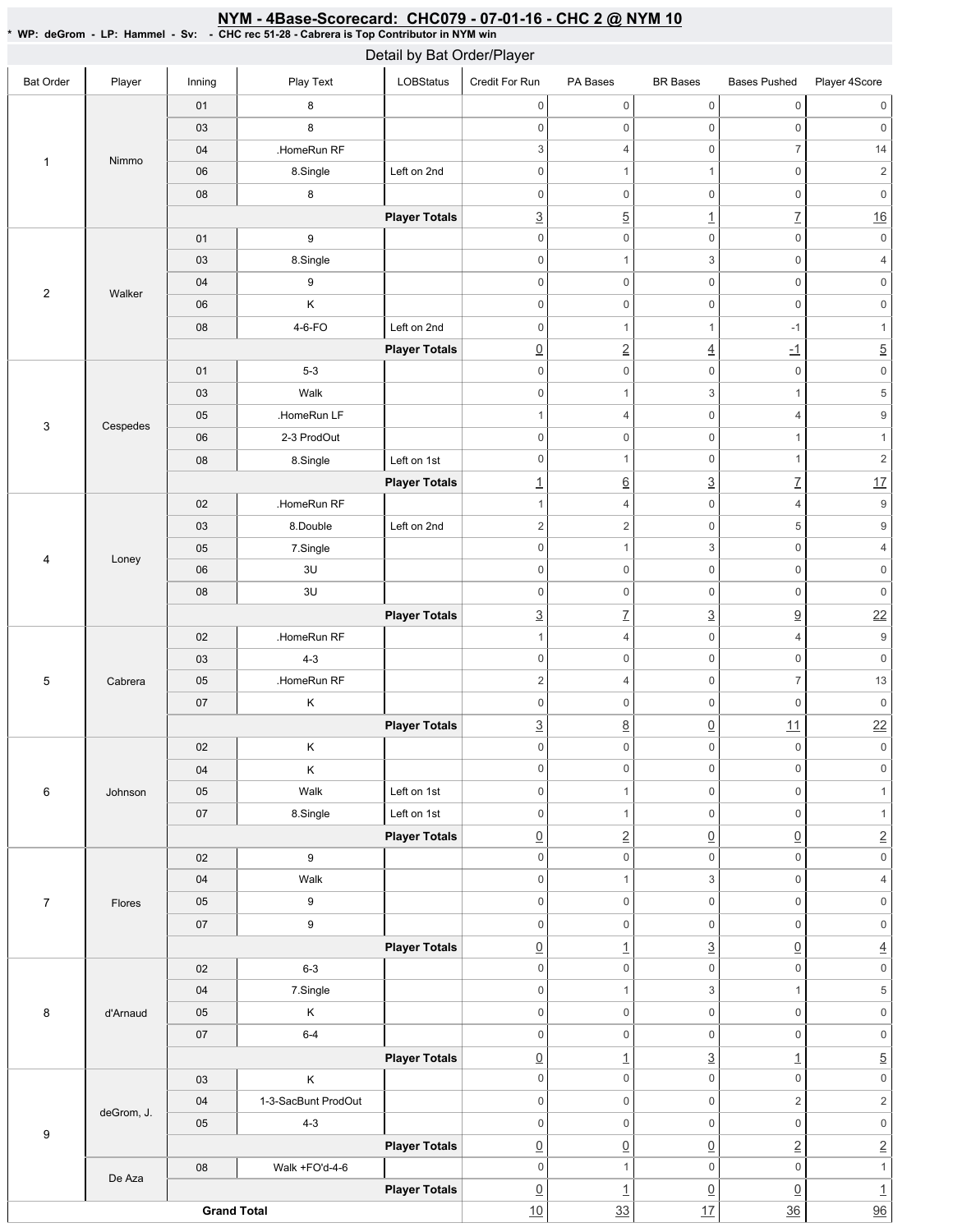## NYM - 4Base-Scorecard: CHC079 - 07-01-16 - CHC 2 @ NYM 10

\* WP: deGrom - LP: Hammel - Sv: - CHC rec 51-28 - Cabrera is Top Contributor in NYM win

### Detail by Bat Order/Player

| Bat Order | Player | Inning | Play Text | LOBStatus | Credit For Run | PA Bases | BR Bases | Bases Pushed | Player 4Score |
|---|---|---|---|---|---|---|---|---|---|
| 1 | Nimmo | 01 | 8 | | 0 | 0 | 0 | 0 | 0 |
| | | 03 | 8 | | 0 | 0 | 0 | 0 | 0 |
| | | 04 | .HomeRun RF | | 3 | 4 | 0 | 7 | 14 |
| | | 06 | 8.Single | Left on 2nd | 0 | 1 | 1 | 0 | 2 |
| | | 08 | 8 | | 0 | 0 | 0 | 0 | 0 |
| | | | | Player Totals | 3 | 5 | 1 | 7 | 16 |
| 2 | Walker | 01 | 9 | | 0 | 0 | 0 | 0 | 0 |
| | | 03 | 8.Single | | 0 | 1 | 3 | 0 | 4 |
| | | 04 | 9 | | 0 | 0 | 0 | 0 | 0 |
| | | 06 | K | | 0 | 0 | 0 | 0 | 0 |
| | | 08 | 4-6-FO | Left on 2nd | 0 | 1 | 1 | -1 | 1 |
| | | | | Player Totals | 0 | 2 | 4 | -1 | 5 |
| 3 | Cespedes | 01 | 5-3 | | 0 | 0 | 0 | 0 | 0 |
| | | 03 | Walk | | 0 | 1 | 3 | 1 | 5 |
| | | 05 | .HomeRun LF | | 1 | 4 | 0 | 4 | 9 |
| | | 06 | 2-3 ProdOut | | 0 | 0 | 0 | 1 | 1 |
| | | 08 | 8.Single | Left on 1st | 0 | 1 | 0 | 1 | 2 |
| | | | | Player Totals | 1 | 6 | 3 | 7 | 17 |
| 4 | Loney | 02 | .HomeRun RF | | 1 | 4 | 0 | 4 | 9 |
| | | 03 | 8.Double | Left on 2nd | 2 | 2 | 0 | 5 | 9 |
| | | 05 | 7.Single | | 0 | 1 | 3 | 0 | 4 |
| | | 06 | 3U | | 0 | 0 | 0 | 0 | 0 |
| | | 08 | 3U | | 0 | 0 | 0 | 0 | 0 |
| | | | | Player Totals | 3 | 7 | 3 | 9 | 22 |
| 5 | Cabrera | 02 | .HomeRun RF | | 1 | 4 | 0 | 4 | 9 |
| | | 03 | 4-3 | | 0 | 0 | 0 | 0 | 0 |
| | | 05 | .HomeRun RF | | 2 | 4 | 0 | 7 | 13 |
| | | 07 | K | | 0 | 0 | 0 | 0 | 0 |
| | | | | Player Totals | 3 | 8 | 0 | 11 | 22 |
| 6 | Johnson | 02 | K | | 0 | 0 | 0 | 0 | 0 |
| | | 04 | K | | 0 | 0 | 0 | 0 | 0 |
| | | 05 | Walk | Left on 1st | 0 | 1 | 0 | 0 | 1 |
| | | 07 | 8.Single | Left on 1st | 0 | 1 | 0 | 0 | 1 |
| | | | | Player Totals | 0 | 2 | 0 | 0 | 2 |
| 7 | Flores | 02 | 9 | | 0 | 0 | 0 | 0 | 0 |
| | | 04 | Walk | | 0 | 1 | 3 | 0 | 4 |
| | | 05 | 9 | | 0 | 0 | 0 | 0 | 0 |
| | | 07 | 9 | | 0 | 0 | 0 | 0 | 0 |
| | | | | Player Totals | 0 | 1 | 3 | 0 | 4 |
| 8 | d'Arnaud | 02 | 6-3 | | 0 | 0 | 0 | 0 | 0 |
| | | 04 | 7.Single | | 0 | 1 | 3 | 1 | 5 |
| | | 05 | K | | 0 | 0 | 0 | 0 | 0 |
| | | 07 | 6-4 | | 0 | 0 | 0 | 0 | 0 |
| | | | | Player Totals | 0 | 1 | 3 | 1 | 5 |
| 9 | deGrom, J. | 03 | K | | 0 | 0 | 0 | 0 | 0 |
| | | 04 | 1-3-SacBunt ProdOut | | 0 | 0 | 0 | 2 | 2 |
| | | 05 | 4-3 | | 0 | 0 | 0 | 0 | 0 |
| | | | | Player Totals | 0 | 0 | 0 | 2 | 2 |
| | De Aza | 08 | Walk +FO'd-4-6 | | 0 | 1 | 0 | 0 | 1 |
| | | | | Player Totals | 0 | 1 | 0 | 0 | 1 |
| Grand Total | | | | | 10 | 33 | 17 | 36 | 96 |